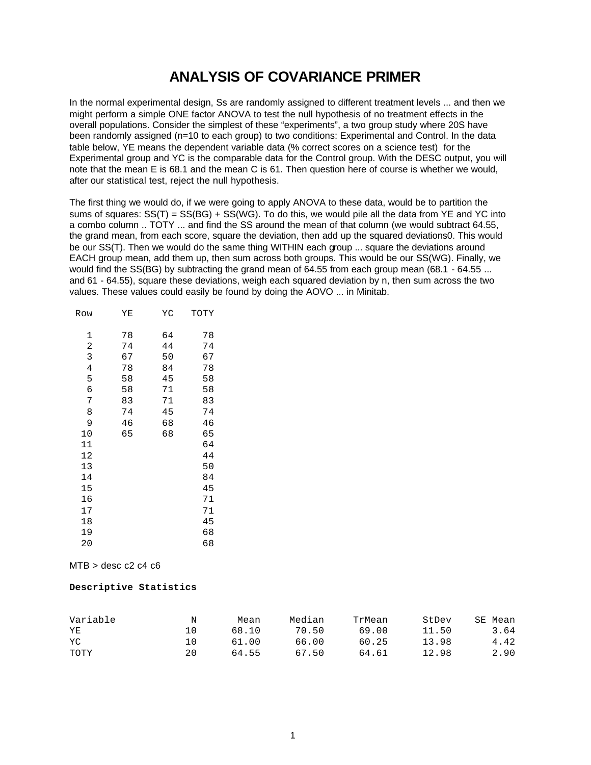# ANALYSIS OF COVARIANCE PRIMER

In the normal experimental design, Ss are randomly assigned to different treatment levels ... and then we might perform a simple ONE factor ANOVA to test the null hypothesis of no treatment effects in the overall populations. Consider the simplest of these "experiments", a two group study where 20S have been randomly assigned (n=10 to each group) to two conditions: Experimental and Control. In the data table below, YE means the dependent variable data (% correct scores on a science test) for the Experimental group and YC is the comparable data for the Control group. With the DESC output, you will note that the mean E is 68.1 and the mean C is 61. Then question here of course is whether we would, after our statistical test, reject the null hypothesis.

The first thing we would do, if we were going to apply ANOVA to these data, would be to partition the sums of squares: SS(T) = SS(BG) + SS(WG). To do this, we would pile all the data from YE and YC into a combo column .. TOTY ... and find the SS around the mean of that column (we would subtract 64.55, the grand mean, from each score, square the deviation, then add up the squared deviations0. This would be our SS(T). Then we would do the same thing WITHIN each group ... square the deviations around EACH group mean, add them up, then sum across both groups. This would be our SS(WG). Finally, we would find the SS(BG) by subtracting the grand mean of 64.55 from each group mean (68.1 - 64.55 ... and 61 - 64.55), square these deviations, weigh each squared deviation by n, then sum across the two values. These values could easily be found by doing the AOVO ... in Minitab.

```
 Row    YE    YC   TOTY

   1    78    64     78
   2    74    44     74
   3    67    50     67
   4    78    84     78
   5    58    45     58
   6    58    71     58
   7    83    71     83
   8    74    45     74
   9    46    68     46
  10    65    68     65
  11                 64
  12                 44
  13                 50
  14                 84
  15                 45
  16                 71
  17                 71
  18                 45
  19                 68
  20                 68
```

MTB > desc c2 c4 c6

**Descriptive Statistics**

```
Variable          N      Mean    Median    TrMean     StDev   SE Mean
YE               10     68.10     70.50     69.00     11.50      3.64
YC               10     61.00     66.00     60.25     13.98      4.42
TOTY             20     64.55     67.50     64.61     12.98      2.90
```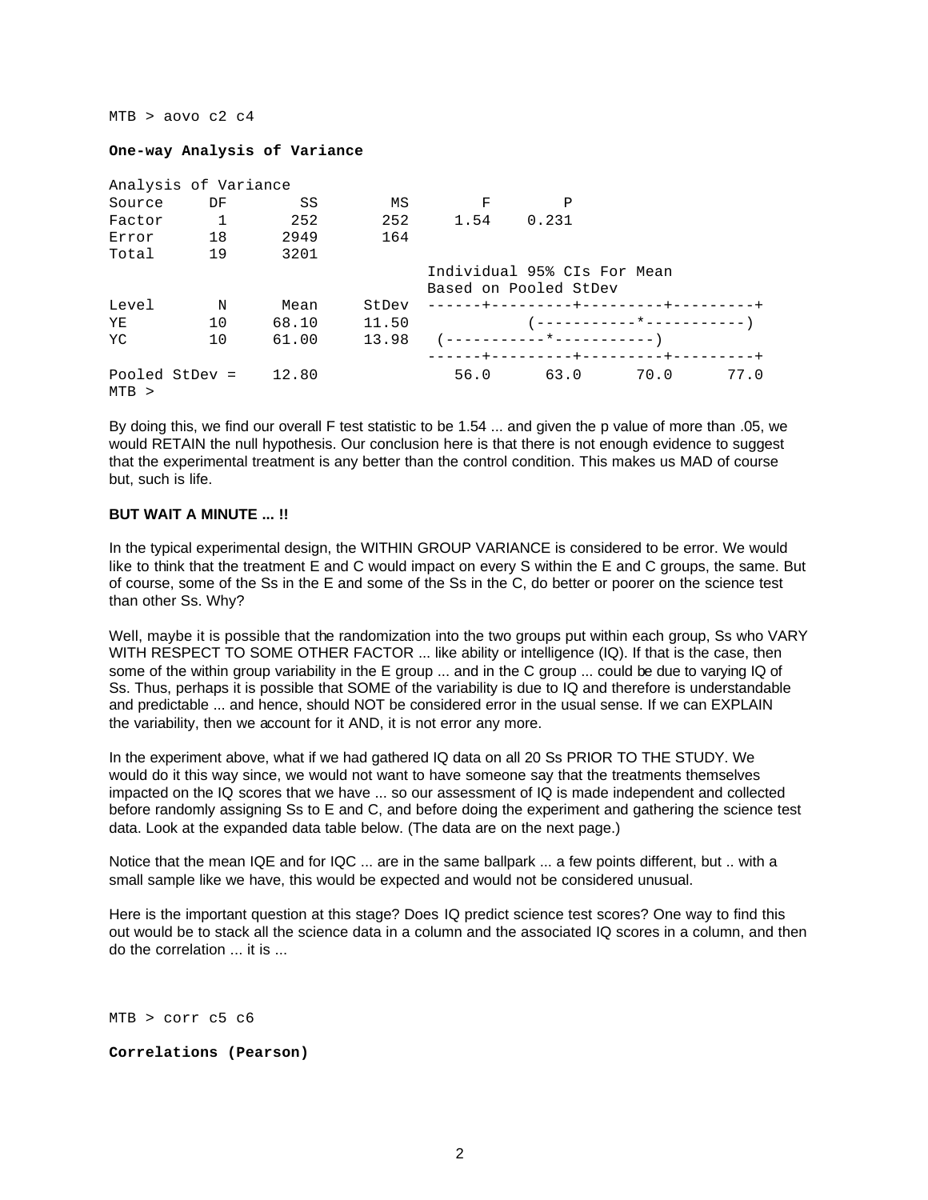```
MTB > aovo c2 c4

One-way Analysis of Variance

Analysis of Variance
Source     DF        SS        MS        F        P
Factor      1       252       252     1.54    0.231
Error      18      2949       164
Total      19      3201
                                   Individual 95% CIs For Mean
                                   Based on Pooled StDev
Level       N      Mean     StDev  ------+---------+---------+---------+
YE         10     68.10     11.50            (-----------*-----------)
YC         10     61.00     13.98   (-----------*-----------)
                                   ------+---------+---------+---------+
Pooled StDev =    12.80               56.0      63.0      70.0      77.0
MTB >
```

By doing this, we find our overall F test statistic to be 1.54 ... and given the p value of more than .05, we would RETAIN the null hypothesis. Our conclusion here is that there is not enough evidence to suggest that the experimental treatment is any better than the control condition. This makes us MAD of course but, such is life.

**BUT WAIT A MINUTE ... !!**

In the typical experimental design, the WITHIN GROUP VARIANCE is considered to be error. We would like to think that the treatment E and C would impact on every S within the E and C groups, the same. But of course, some of the Ss in the E and some of the Ss in the C, do better or poorer on the science test than other Ss. Why?

Well, maybe it is possible that the randomization into the two groups put within each group, Ss who VARY WITH RESPECT TO SOME OTHER FACTOR ... like ability or intelligence (IQ). If that is the case, then some of the within group variability in the E group ... and in the C group ... could be due to varying IQ of Ss. Thus, perhaps it is possible that SOME of the variability is due to IQ and therefore is understandable and predictable ... and hence, should NOT be considered error in the usual sense. If we can EXPLAIN the variability, then we account for it AND, it is not error any more.

In the experiment above, what if we had gathered IQ data on all 20 Ss PRIOR TO THE STUDY. We would do it this way since, we would not want to have someone say that the treatments themselves impacted on the IQ scores that we have ... so our assessment of IQ is made independent and collected before randomly assigning Ss to E and C, and before doing the experiment and gathering the science test data. Look at the expanded data table below. (The data are on the next page.)

Notice that the mean IQE and for IQC ... are in the same ballpark ... a few points different, but .. with a small sample like we have, this would be expected and would not be considered unusual.

Here is the important question at this stage? Does IQ predict science test scores? One way to find this out would be to stack all the science data in a column and the associated IQ scores in a column, and then do the correlation ... it is ...

```
MTB > corr c5 c6

Correlations (Pearson)
```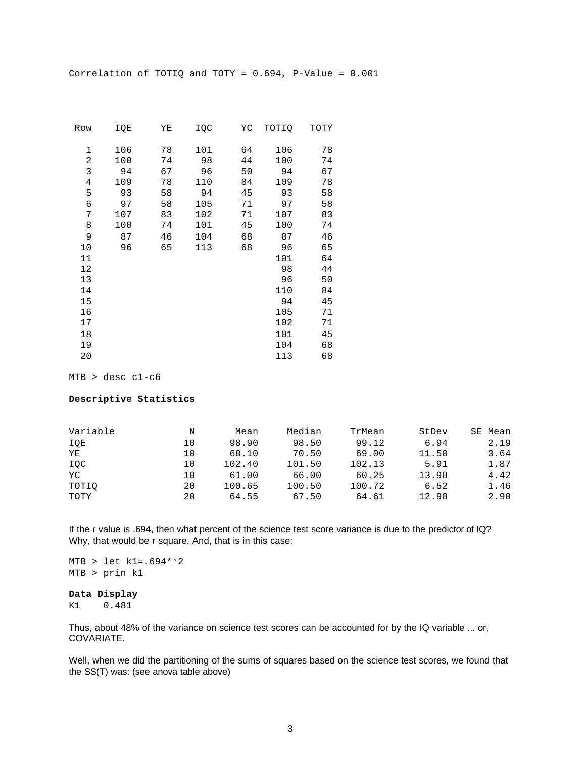```
Correlation of TOTIQ and TOTY = 0.694, P-Value = 0.001
```

| Row | IQE | YE | IQC | YC | TOTIQ | TOTY |
|---|---|---|---|---|---|---|
| 1 | 106 | 78 | 101 | 64 | 106 | 78 |
| 2 | 100 | 74 | 98 | 44 | 100 | 74 |
| 3 | 94 | 67 | 96 | 50 | 94 | 67 |
| 4 | 109 | 78 | 110 | 84 | 109 | 78 |
| 5 | 93 | 58 | 94 | 45 | 93 | 58 |
| 6 | 97 | 58 | 105 | 71 | 97 | 58 |
| 7 | 107 | 83 | 102 | 71 | 107 | 83 |
| 8 | 100 | 74 | 101 | 45 | 100 | 74 |
| 9 | 87 | 46 | 104 | 68 | 87 | 46 |
| 10 | 96 | 65 | 113 | 68 | 96 | 65 |
| 11 | | | | | 101 | 64 |
| 12 | | | | | 98 | 44 |
| 13 | | | | | 96 | 50 |
| 14 | | | | | 110 | 84 |
| 15 | | | | | 94 | 45 |
| 16 | | | | | 105 | 71 |
| 17 | | | | | 102 | 71 |
| 18 | | | | | 101 | 45 |
| 19 | | | | | 104 | 68 |
| 20 | | | | | 113 | 68 |

```
MTB > desc c1-c6
```

**Descriptive Statistics**

| Variable | N | Mean | Median | TrMean | StDev | SE Mean |
|---|---|---|---|---|---|---|
| IQE | 10 | 98.90 | 98.50 | 99.12 | 6.94 | 2.19 |
| YE | 10 | 68.10 | 70.50 | 69.00 | 11.50 | 3.64 |
| IQC | 10 | 102.40 | 101.50 | 102.13 | 5.91 | 1.87 |
| YC | 10 | 61.00 | 66.00 | 60.25 | 13.98 | 4.42 |
| TOTIQ | 20 | 100.65 | 100.50 | 100.72 | 6.52 | 1.46 |
| TOTY | 20 | 64.55 | 67.50 | 64.61 | 12.98 | 2.90 |

If the r value is .694, then what percent of the science test score variance is due to the predictor of IQ? Why, that would be r square. And, that is in this case:

```
MTB > let k1=.694**2
MTB > prin k1
```

**Data Display**

```
K1    0.481
```

Thus, about 48% of the variance on science test scores can be accounted for by the IQ variable ... or, COVARIATE.

Well, when we did the partitioning of the sums of squares based on the science test scores, we found that the SS(T) was: (see anova table above)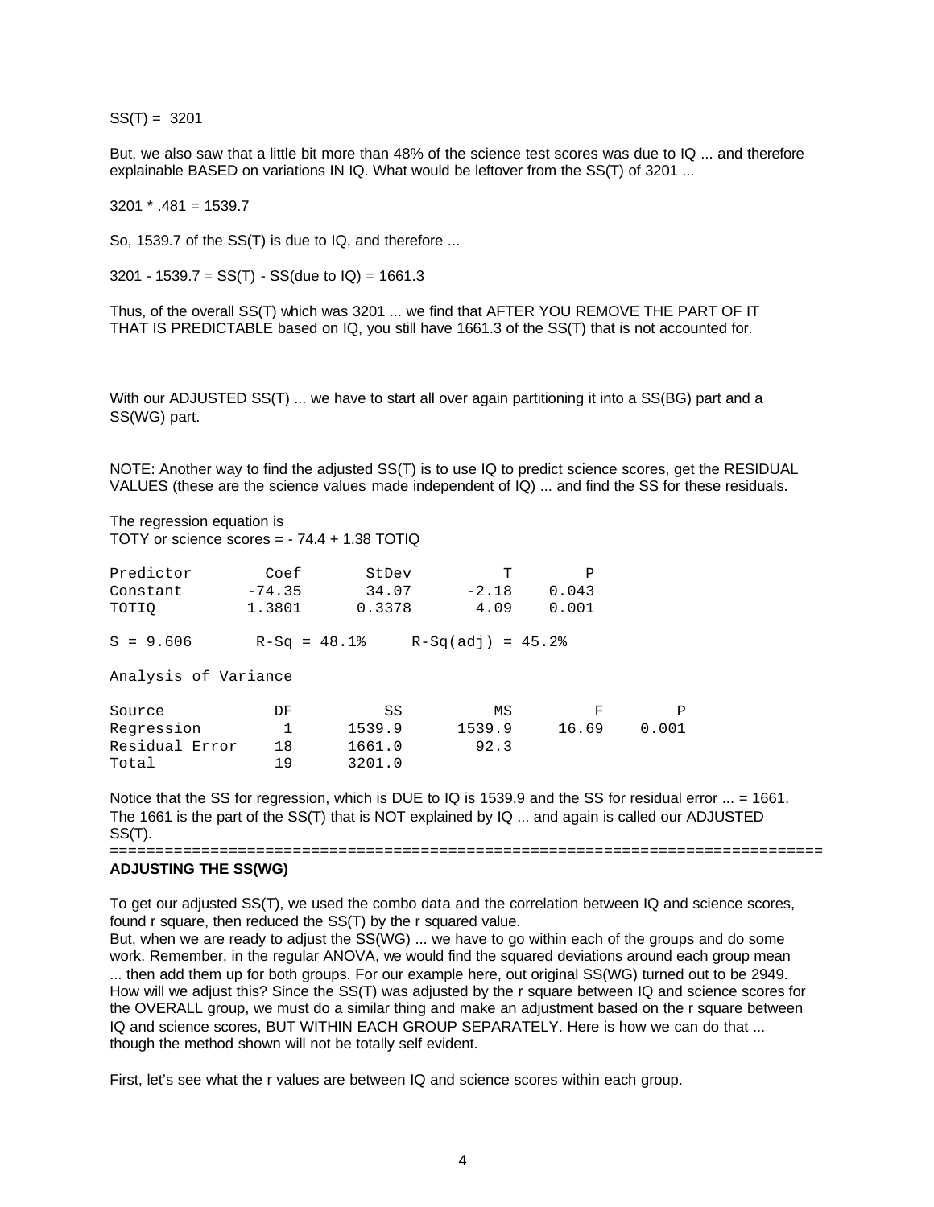SS(T) = 3201

But, we also saw that a little bit more than 48% of the science test scores was due to IQ ... and therefore explainable BASED on variations IN IQ. What would be leftover from the SS(T) of 3201 ...

3201 * .481 = 1539.7

So, 1539.7 of the SS(T) is due to IQ, and therefore ...

3201 - 1539.7 = SS(T) - SS(due to IQ) = 1661.3

Thus, of the overall SS(T) which was 3201 ... we find that AFTER YOU REMOVE THE PART OF IT THAT IS PREDICTABLE based on IQ, you still have 1661.3 of the SS(T) that is not accounted for.

With our ADJUSTED SS(T) ... we have to start all over again partitioning it into a SS(BG) part and a SS(WG) part.

NOTE: Another way to find the adjusted SS(T) is to use IQ to predict science scores, get the RESIDUAL VALUES (these are the science values made independent of IQ) ... and find the SS for these residuals.

The regression equation is
TOTY or science scores = - 74.4 + 1.38 TOTIQ

```
Predictor        Coef       StDev          T        P
Constant       -74.35       34.07      -2.18    0.043
TOTIQ          1.3801      0.3378       4.09    0.001

S = 9.606       R-Sq = 48.1%     R-Sq(adj) = 45.2%

Analysis of Variance

Source            DF          SS          MS         F        P
Regression         1      1539.9      1539.9     16.69    0.001
Residual Error    18      1661.0        92.3
Total             19      3201.0
```

Notice that the SS for regression, which is DUE to IQ is 1539.9 and the SS for residual error ... = 1661. The 1661 is the part of the SS(T) that is NOT explained by IQ ... and again is called our ADJUSTED SS(T).

==============================================================================

**ADJUSTING THE SS(WG)**

To get our adjusted SS(T), we used the combo data and the correlation between IQ and science scores, found r square, then reduced the SS(T) by the r squared value.
But, when we are ready to adjust the SS(WG) ... we have to go within each of the groups and do some work. Remember, in the regular ANOVA, we would find the squared deviations around each group mean ... then add them up for both groups. For our example here, out original SS(WG) turned out to be 2949. How will we adjust this? Since the SS(T) was adjusted by the r square between IQ and science scores for the OVERALL group, we must do a similar thing and make an adjustment based on the r square between IQ and science scores, BUT WITHIN EACH GROUP SEPARATELY. Here is how we can do that ... though the method shown will not be totally self evident.

First, let's see what the r values are between IQ and science scores within each group.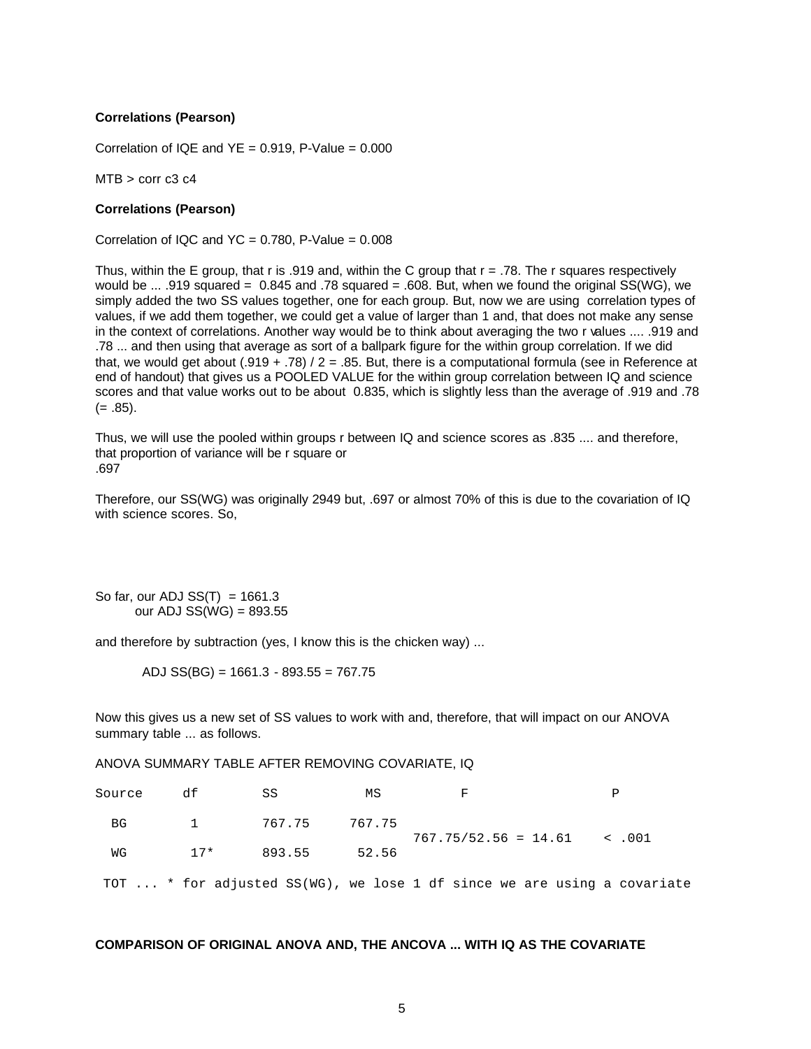**Correlations (Pearson)**

Correlation of IQE and YE = 0.919, P-Value = 0.000

MTB > corr c3 c4

**Correlations (Pearson)**

Correlation of IQC and YC = 0.780, P-Value = 0.008

Thus, within the E group, that r is .919 and, within the C group that r = .78. The r squares respectively would be ... .919 squared = 0.845 and .78 squared = .608. But, when we found the original SS(WG), we simply added the two SS values together, one for each group. But, now we are using correlation types of values, if we add them together, we could get a value of larger than 1 and, that does not make any sense in the context of correlations. Another way would be to think about averaging the two r values .... .919 and .78 ... and then using that average as sort of a ballpark figure for the within group correlation. If we did that, we would get about (.919 + .78) / 2 = .85. But, there is a computational formula (see in Reference at end of handout) that gives us a POOLED VALUE for the within group correlation between IQ and science scores and that value works out to be about 0.835, which is slightly less than the average of .919 and .78 (= .85).

Thus, we will use the pooled within groups r between IQ and science scores as .835 .... and therefore, that proportion of variance will be r square or
.697

Therefore, our SS(WG) was originally 2949 but, .697 or almost 70% of this is due to the covariation of IQ with science scores. So,

So far, our ADJ SS(T) = 1661.3
our ADJ SS(WG) = 893.55

and therefore by subtraction (yes, I know this is the chicken way) ...

ADJ SS(BG) = 1661.3 - 893.55 = 767.75

Now this gives us a new set of SS values to work with and, therefore, that will impact on our ANOVA summary table ... as follows.

ANOVA SUMMARY TABLE AFTER REMOVING COVARIATE, IQ

| Source | df | SS | MS | F | P |
|---|---|---|---|---|---|
| BG | 1 | 767.75 | 767.75 | 767.75/52.56 = 14.61 | < .001 |
| WG | 17* | 893.55 | 52.56 | | |
| TOT | | | | | |

\* for adjusted SS(WG), we lose 1 df since we are using a covariate

**COMPARISON OF ORIGINAL ANOVA AND, THE ANCOVA ... WITH IQ AS THE COVARIATE**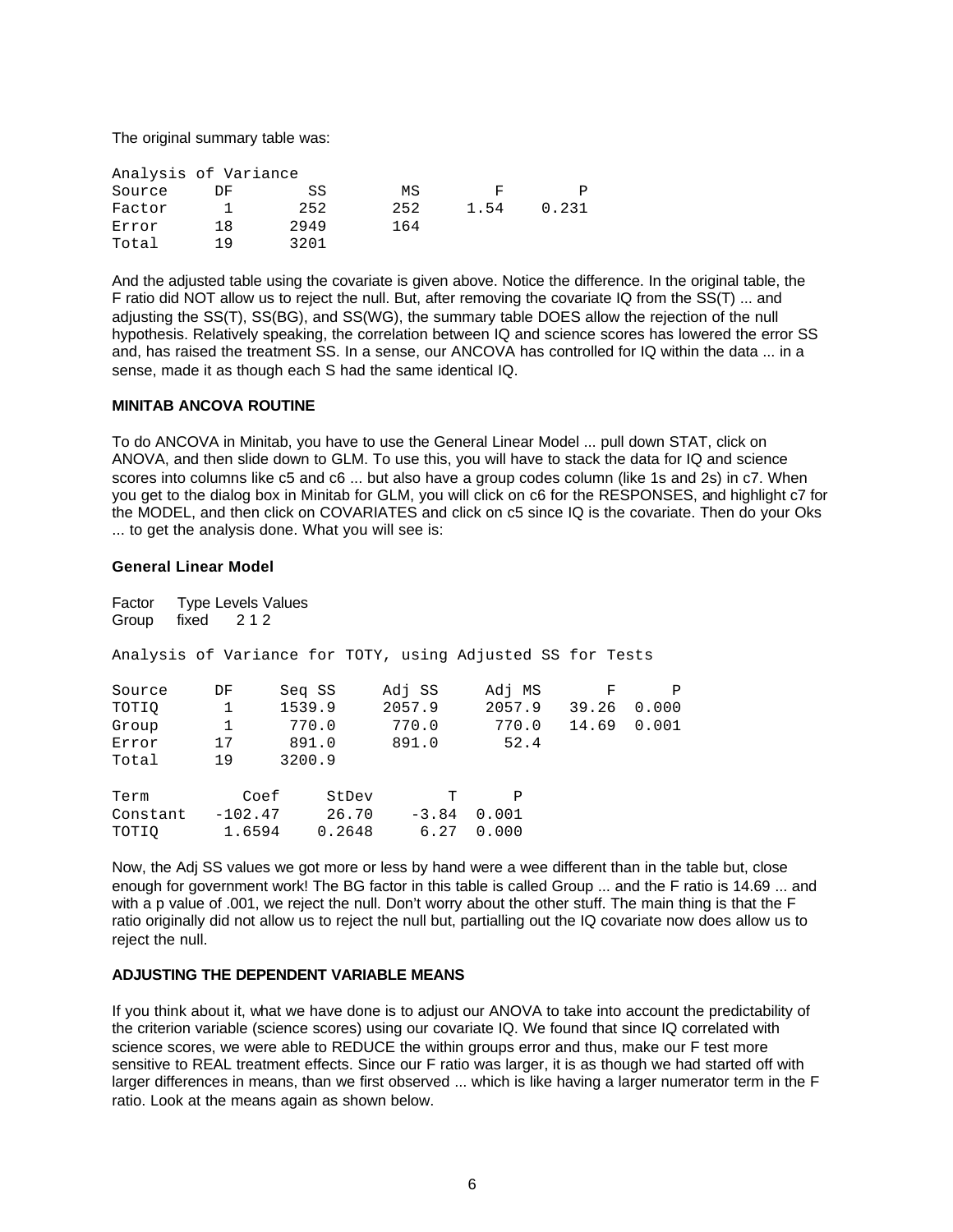The original summary table was:

Analysis of Variance

| Source | DF | SS | MS | F | P |
|---|---|---|---|---|---|
| Factor | 1 | 252 | 252 | 1.54 | 0.231 |
| Error | 18 | 2949 | 164 | | |
| Total | 19 | 3201 | | | |

And the adjusted table using the covariate is given above. Notice the difference. In the original table, the F ratio did NOT allow us to reject the null. But, after removing the covariate IQ from the SS(T) ... and adjusting the SS(T), SS(BG), and SS(WG), the summary table DOES allow the rejection of the null hypothesis. Relatively speaking, the correlation between IQ and science scores has lowered the error SS and, has raised the treatment SS. In a sense, our ANCOVA has controlled for IQ within the data ... in a sense, made it as though each S had the same identical IQ.

**MINITAB ANCOVA ROUTINE**

To do ANCOVA in Minitab, you have to use the General Linear Model ... pull down STAT, click on ANOVA, and then slide down to GLM. To use this, you will have to stack the data for IQ and science scores into columns like c5 and c6 ... but also have a group codes column (like 1s and 2s) in c7. When you get to the dialog box in Minitab for GLM, you will click on c6 for the RESPONSES, and highlight c7 for the MODEL, and then click on COVARIATES and click on c5 since IQ is the covariate. Then do your Oks ... to get the analysis done. What you will see is:

**General Linear Model**

| Factor | Type | Levels | Values |
|---|---|---|---|
| Group | fixed | 2 | 1 2 |

Analysis of Variance for TOTY, using Adjusted SS for Tests

| Source | DF | Seq SS | Adj SS | Adj MS | F | P |
|---|---|---|---|---|---|---|
| TOTIQ | 1 | 1539.9 | 2057.9 | 2057.9 | 39.26 | 0.000 |
| Group | 1 | 770.0 | 770.0 | 770.0 | 14.69 | 0.001 |
| Error | 17 | 891.0 | 891.0 | 52.4 | | |
| Total | 19 | 3200.9 | | | | |

| Term | Coef | StDev | T | P |
|---|---|---|---|---|
| Constant | -102.47 | 26.70 | -3.84 | 0.001 |
| TOTIQ | 1.6594 | 0.2648 | 6.27 | 0.000 |

Now, the Adj SS values we got more or less by hand were a wee different than in the table but, close enough for government work! The BG factor in this table is called Group ... and the F ratio is 14.69 ... and with a p value of .001, we reject the null. Don't worry about the other stuff. The main thing is that the F ratio originally did not allow us to reject the null but, partialling out the IQ covariate now does allow us to reject the null.

**ADJUSTING THE DEPENDENT VARIABLE MEANS**

If you think about it, what we have done is to adjust our ANOVA to take into account the predictability of the criterion variable (science scores) using our covariate IQ. We found that since IQ correlated with science scores, we were able to REDUCE the within groups error and thus, make our F test more sensitive to REAL treatment effects. Since our F ratio was larger, it is as though we had started off with larger differences in means, than we first observed ... which is like having a larger numerator term in the F ratio. Look at the means again as shown below.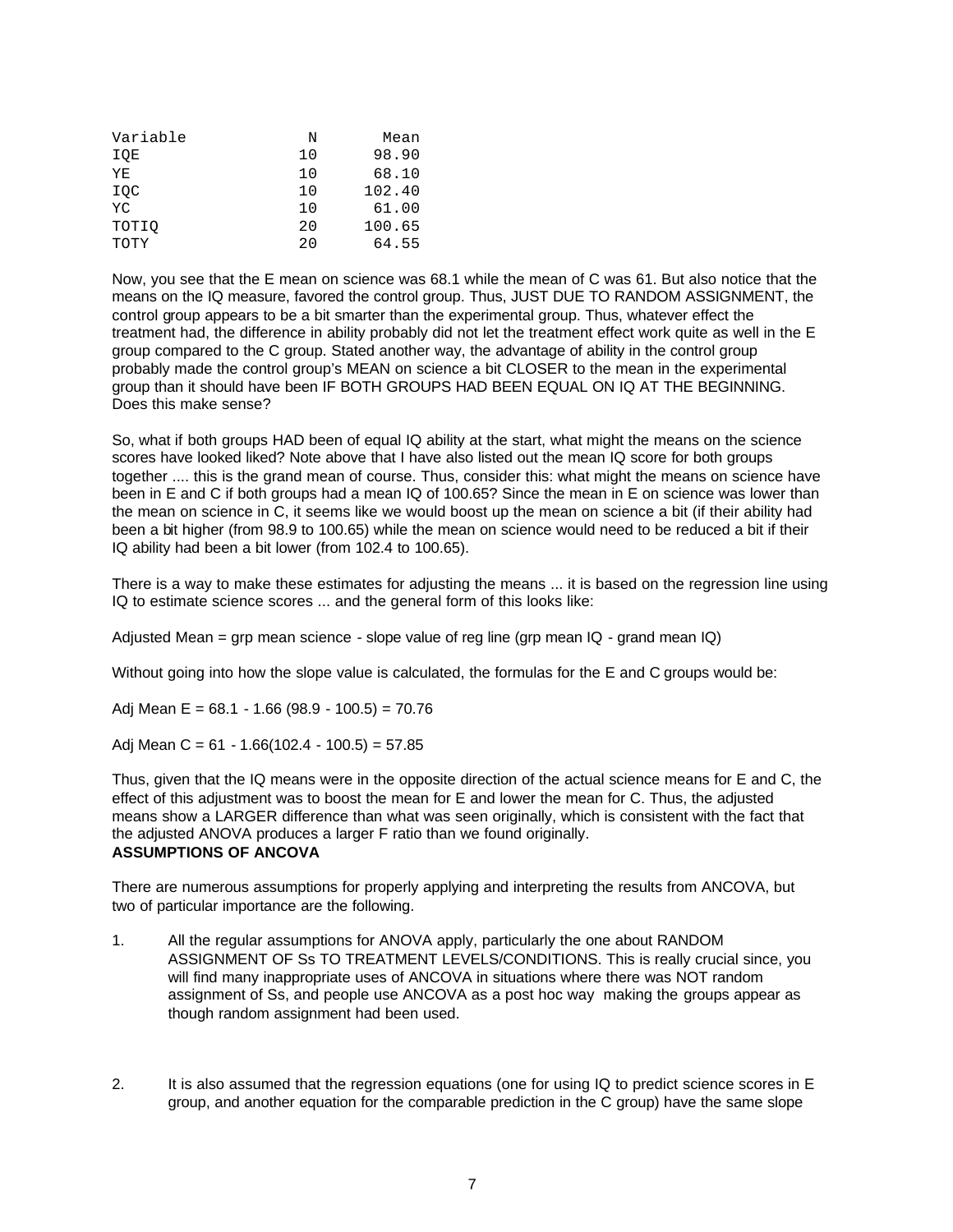| Variable | N | Mean |
|---|---|---|
| IQE | 10 | 98.90 |
| YE | 10 | 68.10 |
| IQC | 10 | 102.40 |
| YC | 10 | 61.00 |
| TOTIQ | 20 | 100.65 |
| TOTY | 20 | 64.55 |

Now, you see that the E mean on science was 68.1 while the mean of C was 61. But also notice that the means on the IQ measure, favored the control group. Thus, JUST DUE TO RANDOM ASSIGNMENT, the control group appears to be a bit smarter than the experimental group. Thus, whatever effect the treatment had, the difference in ability probably did not let the treatment effect work quite as well in the E group compared to the C group. Stated another way, the advantage of ability in the control group probably made the control group's MEAN on science a bit CLOSER to the mean in the experimental group than it should have been IF BOTH GROUPS HAD BEEN EQUAL ON IQ AT THE BEGINNING. Does this make sense?

So, what if both groups HAD been of equal IQ ability at the start, what might the means on the science scores have looked liked? Note above that I have also listed out the mean IQ score for both groups together .... this is the grand mean of course. Thus, consider this: what might the means on science have been in E and C if both groups had a mean IQ of 100.65? Since the mean in E on science was lower than the mean on science in C, it seems like we would boost up the mean on science a bit (if their ability had been a bit higher (from 98.9 to 100.65) while the mean on science would need to be reduced a bit if their IQ ability had been a bit lower (from 102.4 to 100.65).

There is a way to make these estimates for adjusting the means ... it is based on the regression line using IQ to estimate science scores ... and the general form of this looks like:

Adjusted Mean = grp mean science - slope value of reg line (grp mean IQ - grand mean IQ)

Without going into how the slope value is calculated, the formulas for the E and C groups would be:

Adj Mean E = 68.1 - 1.66 (98.9 - 100.5) = 70.76

Adj Mean C = 61 - 1.66(102.4 - 100.5) = 57.85

Thus, given that the IQ means were in the opposite direction of the actual science means for E and C, the effect of this adjustment was to boost the mean for E and lower the mean for C. Thus, the adjusted means show a LARGER difference than what was seen originally, which is consistent with the fact that the adjusted ANOVA produces a larger F ratio than we found originally.

**ASSUMPTIONS OF ANCOVA**

There are numerous assumptions for properly applying and interpreting the results from ANCOVA, but two of particular importance are the following.

1. All the regular assumptions for ANOVA apply, particularly the one about RANDOM ASSIGNMENT OF Ss TO TREATMENT LEVELS/CONDITIONS. This is really crucial since, you will find many inappropriate uses of ANCOVA in situations where there was NOT random assignment of Ss, and people use ANCOVA as a post hoc way making the groups appear as though random assignment had been used.

2. It is also assumed that the regression equations (one for using IQ to predict science scores in E group, and another equation for the comparable prediction in the C group) have the same slope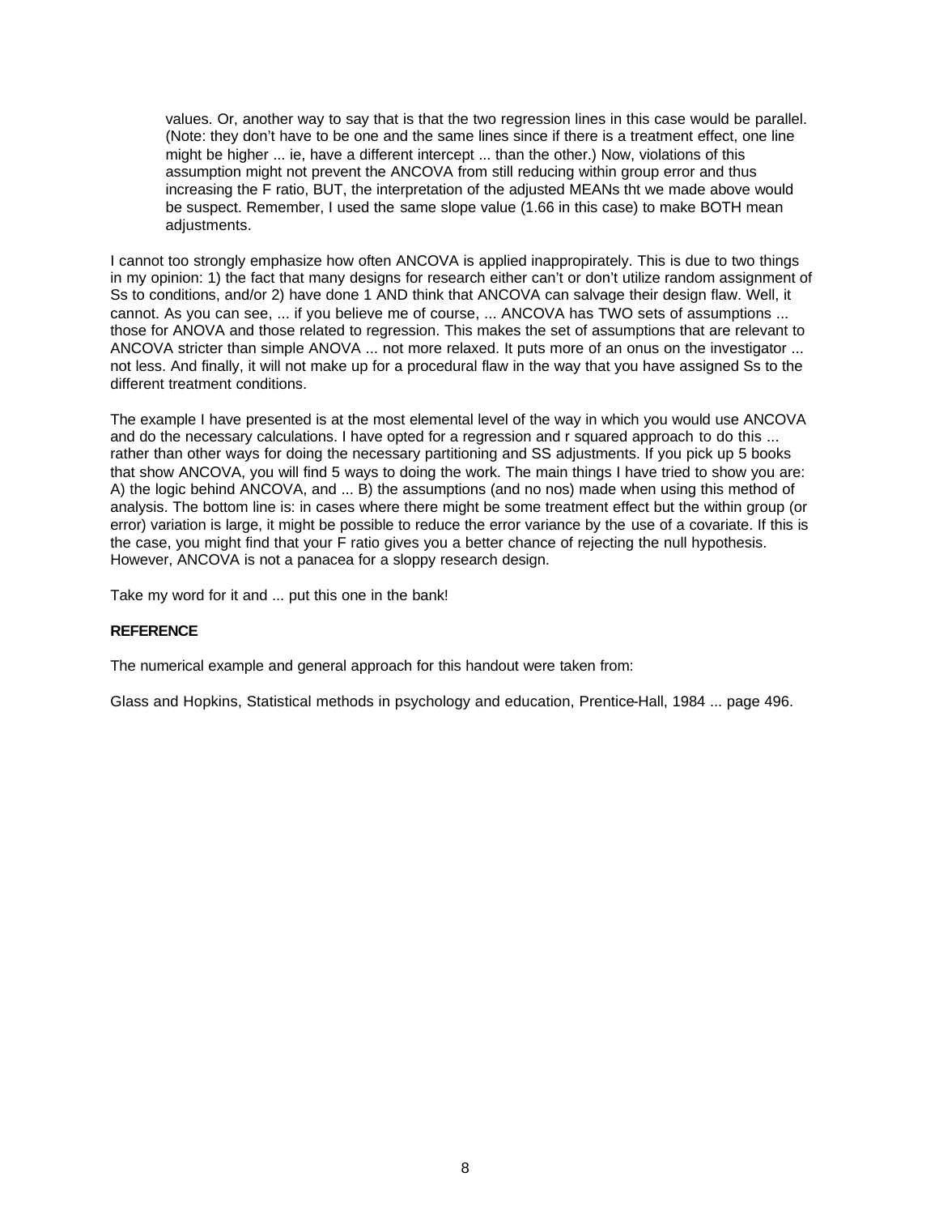values. Or, another way to say that is that the two regression lines in this case would be parallel. (Note: they don't have to be one and the same lines since if there is a treatment effect, one line might be higher ... ie, have a different intercept ... than the other.) Now, violations of this assumption might not prevent the ANCOVA from still reducing within group error and thus increasing the F ratio, BUT, the interpretation of the adjusted MEANs tht we made above would be suspect. Remember, I used the same slope value (1.66 in this case) to make BOTH mean adjustments.

I cannot too strongly emphasize how often ANCOVA is applied inappropirately. This is due to two things in my opinion: 1) the fact that many designs for research either can't or don't utilize random assignment of Ss to conditions, and/or 2) have done 1 AND think that ANCOVA can salvage their design flaw. Well, it cannot. As you can see, ... if you believe me of course, ... ANCOVA has TWO sets of assumptions ... those for ANOVA and those related to regression. This makes the set of assumptions that are relevant to ANCOVA stricter than simple ANOVA ... not more relaxed. It puts more of an onus on the investigator ... not less. And finally, it will not make up for a procedural flaw in the way that you have assigned Ss to the different treatment conditions.

The example I have presented is at the most elemental level of the way in which you would use ANCOVA and do the necessary calculations. I have opted for a regression and r squared approach to do this ... rather than other ways for doing the necessary partitioning and SS adjustments. If you pick up 5 books that show ANCOVA, you will find 5 ways to doing the work. The main things I have tried to show you are: A) the logic behind ANCOVA, and ... B) the assumptions (and no nos) made when using this method of analysis. The bottom line is: in cases where there might be some treatment effect but the within group (or error) variation is large, it might be possible to reduce the error variance by the use of a covariate. If this is the case, you might find that your F ratio gives you a better chance of rejecting the null hypothesis. However, ANCOVA is not a panacea for a sloppy research design.

Take my word for it and ... put this one in the bank!

**REFERENCE**

The numerical example and general approach for this handout were taken from:

Glass and Hopkins, Statistical methods in psychology and education, Prentice-Hall, 1984 ... page 496.